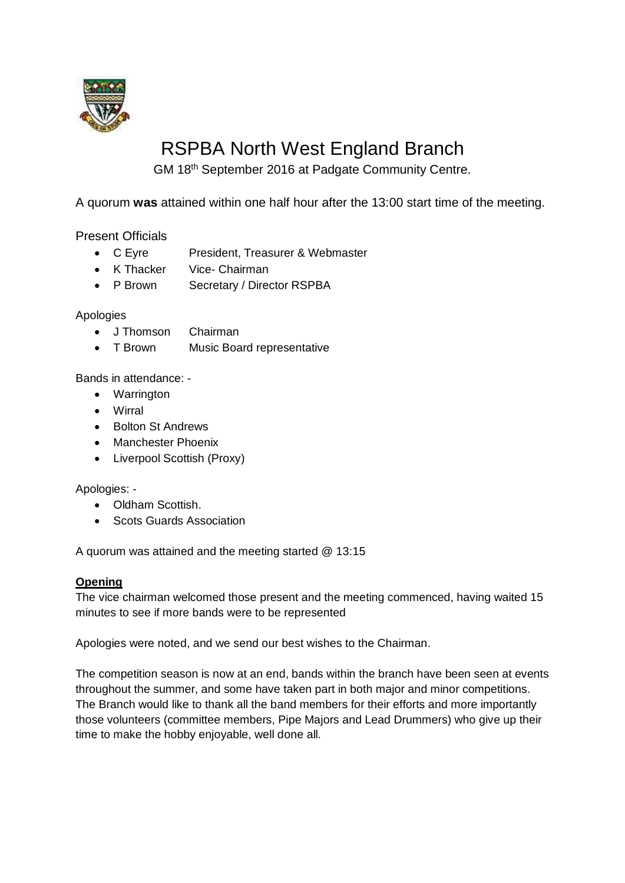# RSPBA North West England Branch

GM 18th September 2016 at Padgate Community Centre.

A quorum **was** attained within one half hour after the 13:00 start time of the meeting.

Present Officials

- C Eyre President, Treasurer & Webmaster
- K Thacker Vice- Chairman
- P Brown Secretary / Director RSPBA

Apologies

- J Thomson Chairman
- T Brown Music Board representative

Bands in attendance: -

- Warrington
- Wirral
- Bolton St Andrews
- Manchester Phoenix
- Liverpool Scottish (Proxy)

Apologies: -

- Oldham Scottish.
- Scots Guards Association

A quorum was attained and the meeting started @ 13:15

**Opening**

The vice chairman welcomed those present and the meeting commenced, having waited 15 minutes to see if more bands were to be represented

Apologies were noted, and we send our best wishes to the Chairman.

The competition season is now at an end, bands within the branch have been seen at events throughout the summer, and some have taken part in both major and minor competitions. The Branch would like to thank all the band members for their efforts and more importantly those volunteers (committee members, Pipe Majors and Lead Drummers) who give up their time to make the hobby enjoyable, well done all.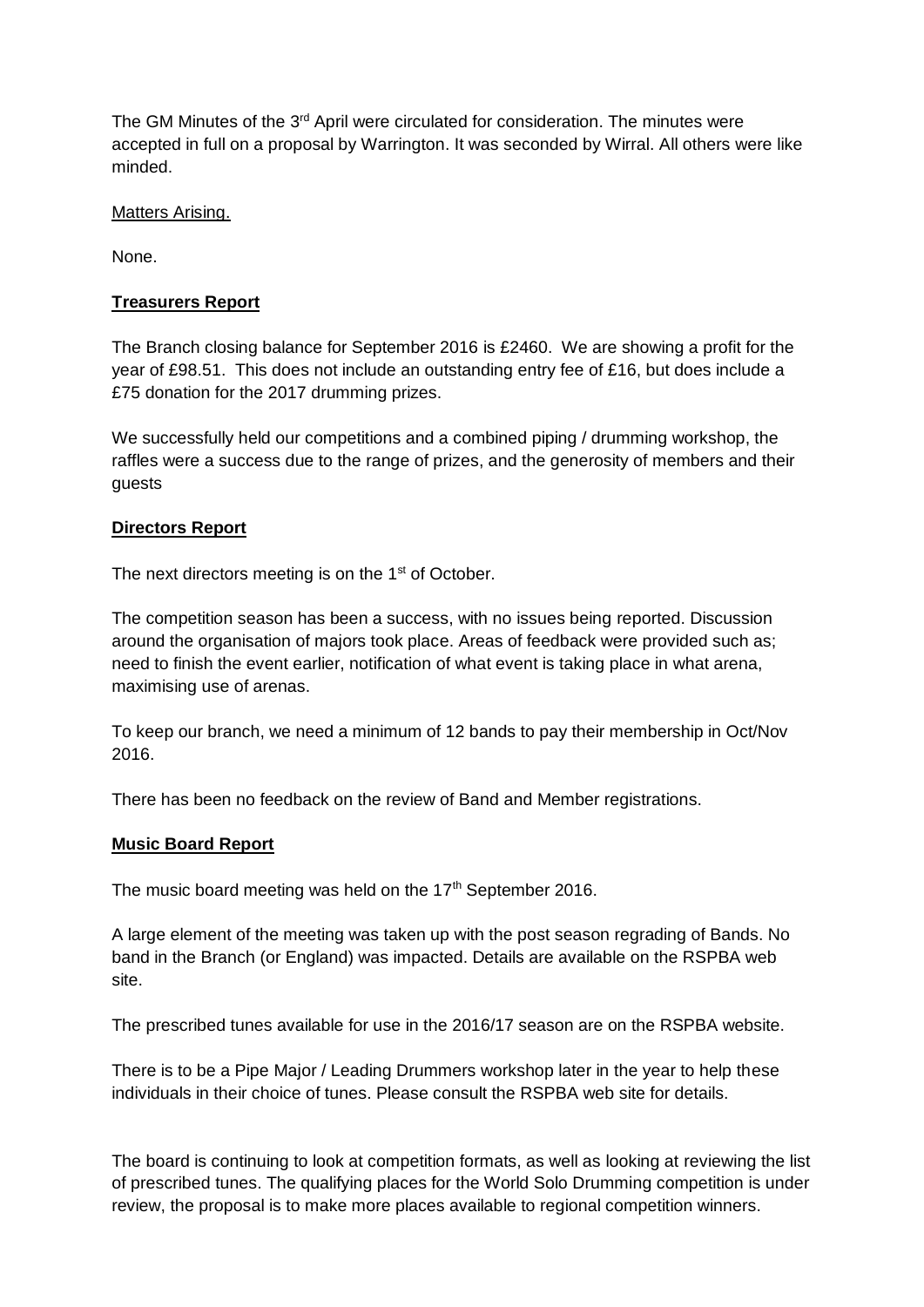The GM Minutes of the 3rd April were circulated for consideration. The minutes were accepted in full on a proposal by Warrington. It was seconded by Wirral. All others were like minded.

Matters Arising.

None.

**Treasurers Report**

The Branch closing balance for September 2016 is £2460. We are showing a profit for the year of £98.51. This does not include an outstanding entry fee of £16, but does include a £75 donation for the 2017 drumming prizes.

We successfully held our competitions and a combined piping / drumming workshop, the raffles were a success due to the range of prizes, and the generosity of members and their guests

**Directors Report**

The next directors meeting is on the 1st of October.

The competition season has been a success, with no issues being reported. Discussion around the organisation of majors took place. Areas of feedback were provided such as; need to finish the event earlier, notification of what event is taking place in what arena, maximising use of arenas.

To keep our branch, we need a minimum of 12 bands to pay their membership in Oct/Nov 2016.

There has been no feedback on the review of Band and Member registrations.

**Music Board Report**

The music board meeting was held on the 17th September 2016.

A large element of the meeting was taken up with the post season regrading of Bands. No band in the Branch (or England) was impacted. Details are available on the RSPBA web site.

The prescribed tunes available for use in the 2016/17 season are on the RSPBA website.

There is to be a Pipe Major / Leading Drummers workshop later in the year to help these individuals in their choice of tunes. Please consult the RSPBA web site for details.

The board is continuing to look at competition formats, as well as looking at reviewing the list of prescribed tunes. The qualifying places for the World Solo Drumming competition is under review, the proposal is to make more places available to regional competition winners.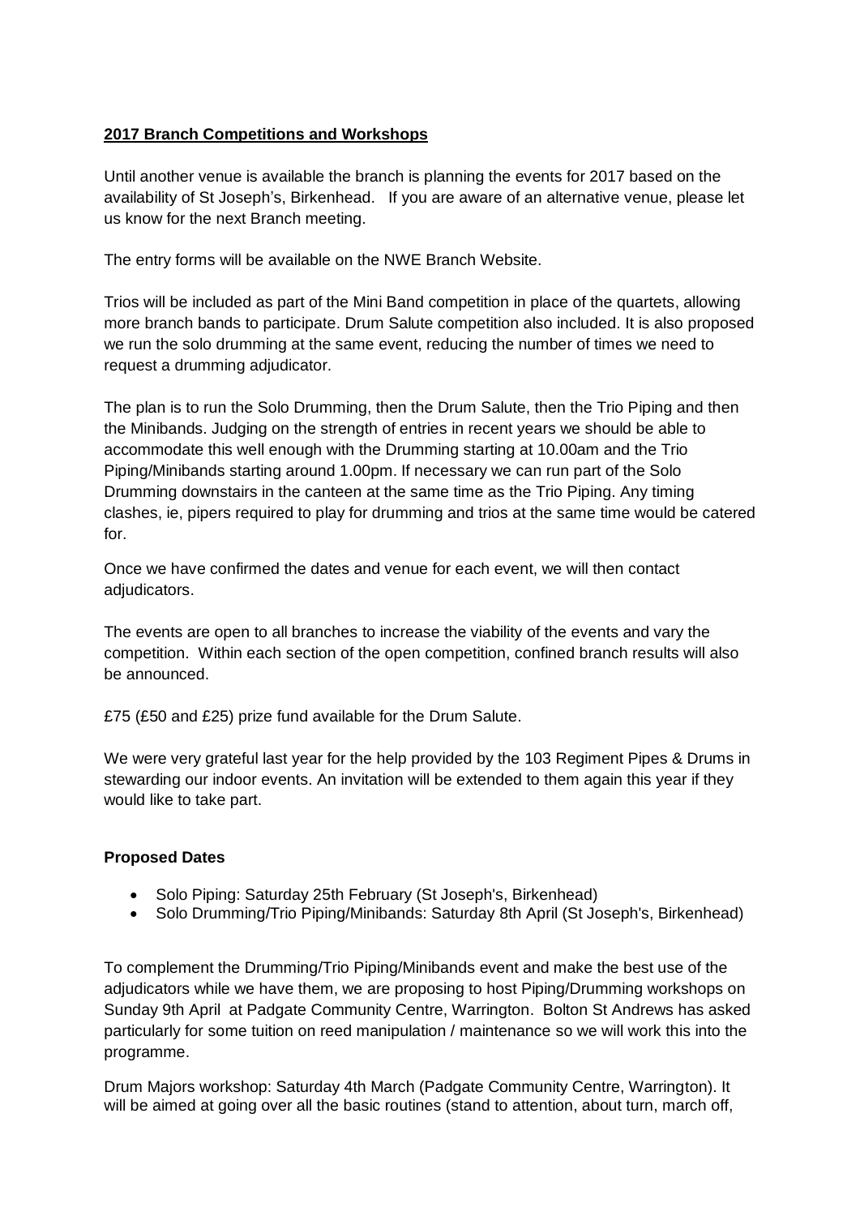**2017 Branch Competitions and Workshops**

Until another venue is available the branch is planning the events for 2017 based on the availability of St Joseph's, Birkenhead. If you are aware of an alternative venue, please let us know for the next Branch meeting.

The entry forms will be available on the NWE Branch Website.

Trios will be included as part of the Mini Band competition in place of the quartets, allowing more branch bands to participate. Drum Salute competition also included. It is also proposed we run the solo drumming at the same event, reducing the number of times we need to request a drumming adjudicator.

The plan is to run the Solo Drumming, then the Drum Salute, then the Trio Piping and then the Minibands. Judging on the strength of entries in recent years we should be able to accommodate this well enough with the Drumming starting at 10.00am and the Trio Piping/Minibands starting around 1.00pm. If necessary we can run part of the Solo Drumming downstairs in the canteen at the same time as the Trio Piping. Any timing clashes, ie, pipers required to play for drumming and trios at the same time would be catered for.

Once we have confirmed the dates and venue for each event, we will then contact adjudicators.

The events are open to all branches to increase the viability of the events and vary the competition. Within each section of the open competition, confined branch results will also be announced.

£75 (£50 and £25) prize fund available for the Drum Salute.

We were very grateful last year for the help provided by the 103 Regiment Pipes & Drums in stewarding our indoor events. An invitation will be extended to them again this year if they would like to take part.

**Proposed Dates**

- Solo Piping: Saturday 25th February (St Joseph's, Birkenhead)
- Solo Drumming/Trio Piping/Minibands: Saturday 8th April (St Joseph's, Birkenhead)

To complement the Drumming/Trio Piping/Minibands event and make the best use of the adjudicators while we have them, we are proposing to host Piping/Drumming workshops on Sunday 9th April at Padgate Community Centre, Warrington. Bolton St Andrews has asked particularly for some tuition on reed manipulation / maintenance so we will work this into the programme.

Drum Majors workshop: Saturday 4th March (Padgate Community Centre, Warrington). It will be aimed at going over all the basic routines (stand to attention, about turn, march off,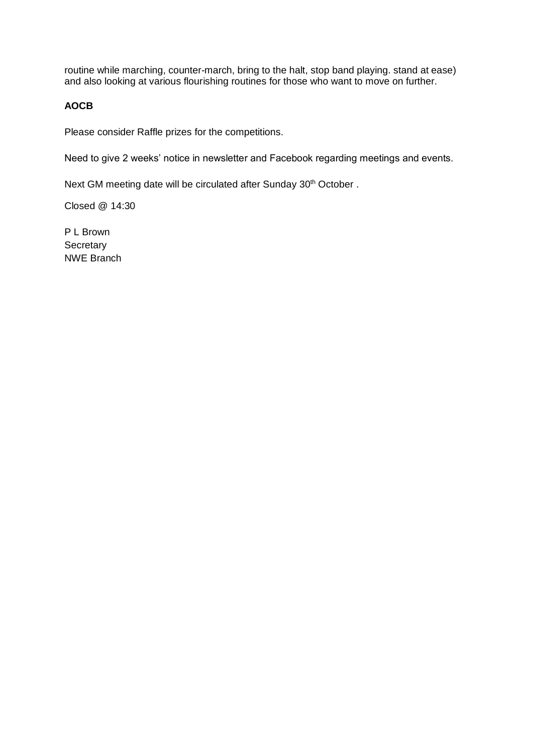routine while marching, counter-march, bring to the halt, stop band playing. stand at ease) and also looking at various flourishing routines for those who want to move on further.

**AOCB**

Please consider Raffle prizes for the competitions.

Need to give 2 weeks' notice in newsletter and Facebook regarding meetings and events.

Next GM meeting date will be circulated after Sunday 30th October .

Closed @ 14:30

P L Brown
Secretary
NWE Branch